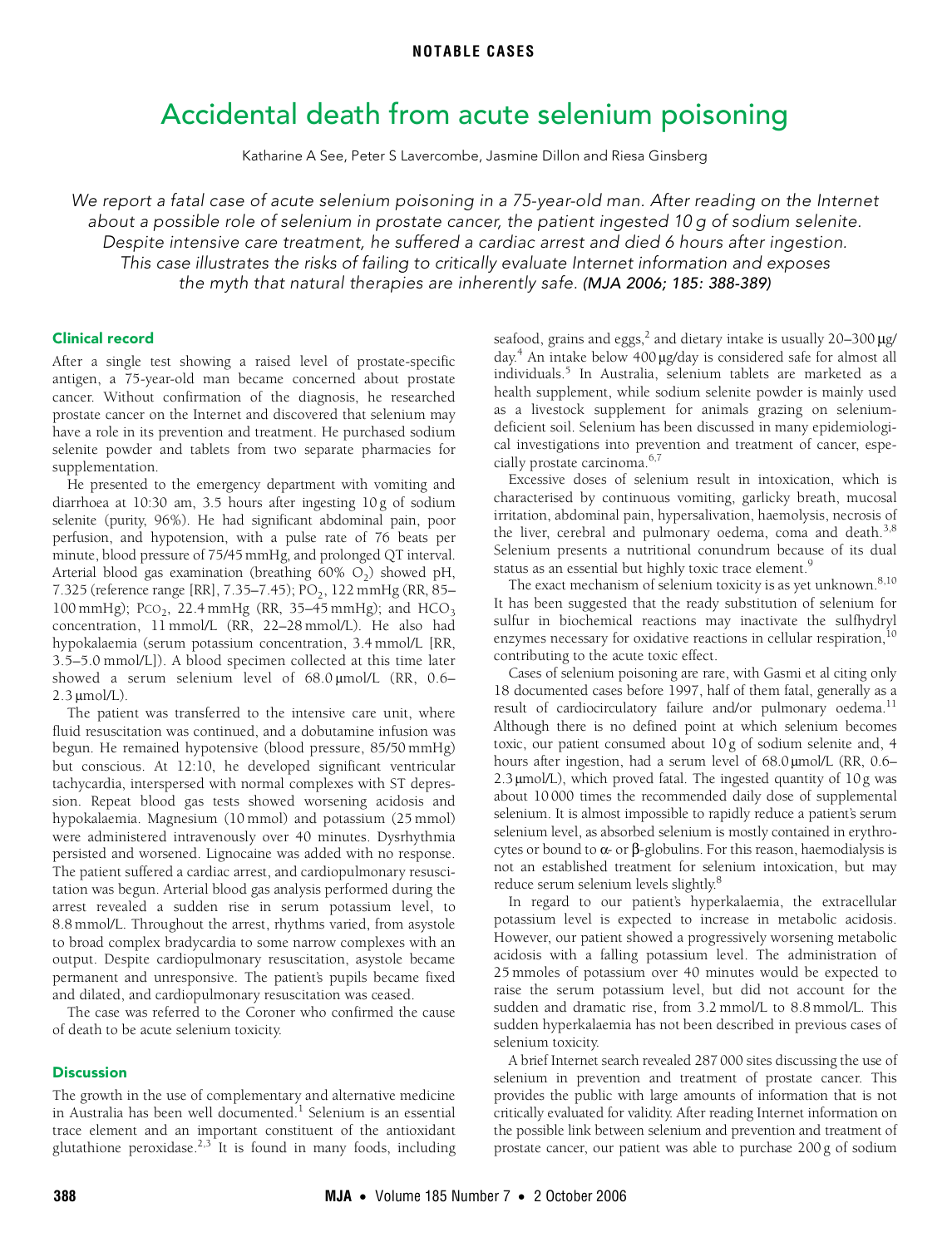NOTABLE CASES

# Accidental death from acute selenium poisoning

Katharine A See, Peter S Lavercombe, Jasmine Dillon and Riesa Ginsberg

*We report a fatal case of acute selenium poisoning in a 75-year-old man. After reading on the Internet about a possible role of selenium in prostate cancer, the patient ingested 10 g of sodium selenite. Despite intensive care treatment, he suffered a cardiac arrest and died 6 hours after ingestion. This case illustrates the risks of failing to critically evaluate Internet information and exposes the myth that natural therapies are inherently safe. (MJA 2006; 185: 388-389)*

## Clinical record

After a single test showing a raised level of prostate-specific antigen, a 75-year-old man became concerned about prostate cancer. Without confirmation of the diagnosis, he researched prostate cancer on the Internet and discovered that selenium may have a role in its prevention and treatment. He purchased sodium selenite powder and tablets from two separate pharmacies for supplementation.

He presented to the emergency department with vomiting and diarrhoea at 10:30 am, 3.5 hours after ingesting 10 g of sodium selenite (purity, 96%). He had significant abdominal pain, poor perfusion, and hypotension, with a pulse rate of 76 beats per minute, blood pressure of 75/45 mmHg, and prolonged QT interval. Arterial blood gas examination (breathing 60% $O_2$) showed pH, 7.325 (reference range [RR], 7.35–7.45); $PO_2$, 122 mmHg (RR, 85–100 mmHg); $PCO_2$, 22.4 mmHg (RR, 35–45 mmHg); and $HCO_3$ concentration, 11 mmol/L (RR, 22–28 mmol/L). He also had hypokalaemia (serum potassium concentration, 3.4 mmol/L [RR, 3.5–5.0 mmol/L]). A blood specimen collected at this time later showed a serum selenium level of 68.0 μmol/L (RR, 0.6–2.3 μmol/L).

The patient was transferred to the intensive care unit, where fluid resuscitation was continued, and a dobutamine infusion was begun. He remained hypotensive (blood pressure, 85/50 mmHg) but conscious. At 12:10, he developed significant ventricular tachycardia, interspersed with normal complexes with ST depression. Repeat blood gas tests showed worsening acidosis and hypokalaemia. Magnesium (10 mmol) and potassium (25 mmol) were administered intravenously over 40 minutes. Dysrhythmia persisted and worsened. Lignocaine was added with no response. The patient suffered a cardiac arrest, and cardiopulmonary resuscitation was begun. Arterial blood gas analysis performed during the arrest revealed a sudden rise in serum potassium level, to 8.8 mmol/L. Throughout the arrest, rhythms varied, from asystole to broad complex bradycardia to some narrow complexes with an output. Despite cardiopulmonary resuscitation, asystole became permanent and unresponsive. The patient's pupils became fixed and dilated, and cardiopulmonary resuscitation was ceased.

The case was referred to the Coroner who confirmed the cause of death to be acute selenium toxicity.

## Discussion

The growth in the use of complementary and alternative medicine in Australia has been well documented.[1] Selenium is an essential trace element and an important constituent of the antioxidant glutathione peroxidase.[2,3] It is found in many foods, including seafood, grains and eggs,[2] and dietary intake is usually 20–300 μg/day.[4] An intake below 400 μg/day is considered safe for almost all individuals.[5] In Australia, selenium tablets are marketed as a health supplement, while sodium selenite powder is mainly used as a livestock supplement for animals grazing on selenium-deficient soil. Selenium has been discussed in many epidemiological investigations into prevention and treatment of cancer, especially prostate carcinoma.[6,7]

Excessive doses of selenium result in intoxication, which is characterised by continuous vomiting, garlicky breath, mucosal irritation, abdominal pain, hypersalivation, haemolysis, necrosis of the liver, cerebral and pulmonary oedema, coma and death.[3,8] Selenium presents a nutritional conundrum because of its dual status as an essential but highly toxic trace element.[9]

The exact mechanism of selenium toxicity is as yet unknown.[8,10] It has been suggested that the ready substitution of selenium for sulfur in biochemical reactions may inactivate the sulfhydryl enzymes necessary for oxidative reactions in cellular respiration,[10] contributing to the acute toxic effect.

Cases of selenium poisoning are rare, with Gasmi et al citing only 18 documented cases before 1997, half of them fatal, generally as a result of cardiocirculatory failure and/or pulmonary oedema.[11] Although there is no defined point at which selenium becomes toxic, our patient consumed about 10 g of sodium selenite and, 4 hours after ingestion, had a serum level of 68.0 μmol/L (RR, 0.6–2.3 μmol/L), which proved fatal. The ingested quantity of 10 g was about 10 000 times the recommended daily dose of supplemental selenium. It is almost impossible to rapidly reduce a patient's serum selenium level, as absorbed selenium is mostly contained in erythrocytes or bound to α- or β-globulins. For this reason, haemodialysis is not an established treatment for selenium intoxication, but may reduce serum selenium levels slightly.[8]

In regard to our patient's hyperkalaemia, the extracellular potassium level is expected to increase in metabolic acidosis. However, our patient showed a progressively worsening metabolic acidosis with a falling potassium level. The administration of 25 mmoles of potassium over 40 minutes would be expected to raise the serum potassium level, but did not account for the sudden and dramatic rise, from 3.2 mmol/L to 8.8 mmol/L. This sudden hyperkalaemia has not been described in previous cases of selenium toxicity.

A brief Internet search revealed 287 000 sites discussing the use of selenium in prevention and treatment of prostate cancer. This provides the public with large amounts of information that is not critically evaluated for validity. After reading Internet information on the possible link between selenium and prevention and treatment of prostate cancer, our patient was able to purchase 200 g of sodium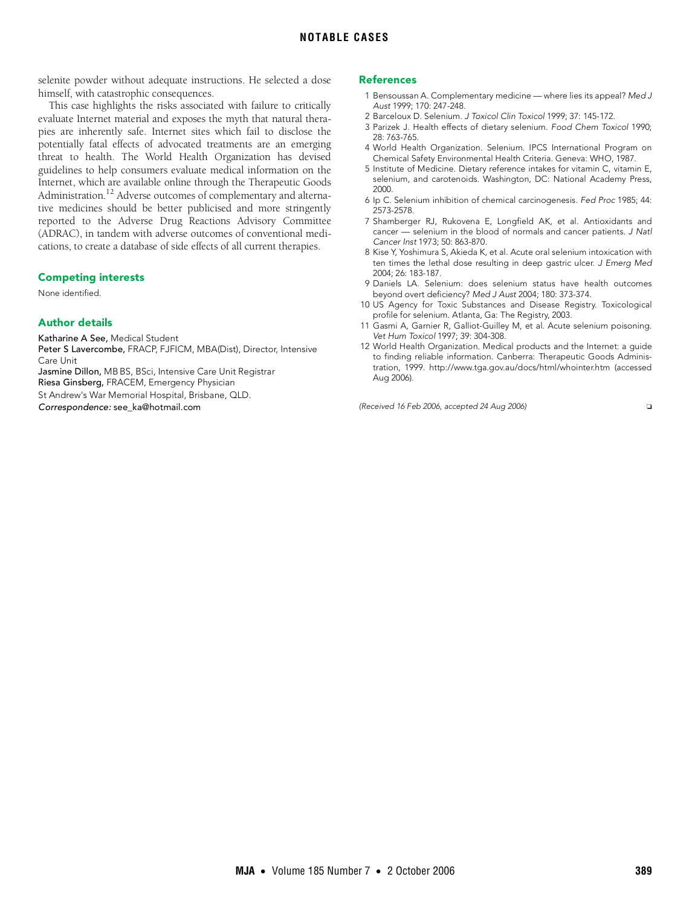selenite powder without adequate instructions. He selected a dose himself, with catastrophic consequences.

This case highlights the risks associated with failure to critically evaluate Internet material and exposes the myth that natural therapies are inherently safe. Internet sites which fail to disclose the potentially fatal effects of advocated treatments are an emerging threat to health. The World Health Organization has devised guidelines to help consumers evaluate medical information on the Internet, which are available online through the Therapeutic Goods Administration.[12] Adverse outcomes of complementary and alternative medicines should be better publicised and more stringently reported to the Adverse Drug Reactions Advisory Committee (ADRAC), in tandem with adverse outcomes of conventional medications, to create a database of side effects of all current therapies.

## Competing interests

None identified.

## Author details

**Katharine A See,** Medical Student
**Peter S Lavercombe,** FRACP, FJFICM, MBA(Dist), Director, Intensive Care Unit
**Jasmine Dillon,** MB BS, BSci, Intensive Care Unit Registrar
**Riesa Ginsberg,** FRACEM, Emergency Physician
St Andrew's War Memorial Hospital, Brisbane, QLD.
*Correspondence:* see_ka@hotmail.com

## References

1. Bensoussan A. Complementary medicine — where lies its appeal? *Med J Aust* 1999; 170: 247-248.
2. Barceloux D. Selenium. *J Toxicol Clin Toxicol* 1999; 37: 145-172.
3. Parizek J. Health effects of dietary selenium. *Food Chem Toxicol* 1990; 28: 763-765.
4. World Health Organization. Selenium. IPCS International Program on Chemical Safety Environmental Health Criteria. Geneva: WHO, 1987.
5. Institute of Medicine. Dietary reference intakes for vitamin C, vitamin E, selenium, and carotenoids. Washington, DC: National Academy Press, 2000.
6. Ip C. Selenium inhibition of chemical carcinogenesis. *Fed Proc* 1985; 44: 2573-2578.
7. Shamberger RJ, Rukovena E, Longfield AK, et al. Antioxidants and cancer — selenium in the blood of normals and cancer patients. *J Natl Cancer Inst* 1973; 50: 863-870.
8. Kise Y, Yoshimura S, Akieda K, et al. Acute oral selenium intoxication with ten times the lethal dose resulting in deep gastric ulcer. *J Emerg Med* 2004; 26: 183-187.
9. Daniels LA. Selenium: does selenium status have health outcomes beyond overt deficiency? *Med J Aust* 2004; 180: 373-374.
10. US Agency for Toxic Substances and Disease Registry. Toxicological profile for selenium. Atlanta, Ga: The Registry, 2003.
11. Gasmi A, Garnier R, Galliot-Guilley M, et al. Acute selenium poisoning. *Vet Hum Toxicol* 1997; 39: 304-308.
12. World Health Organization. Medical products and the Internet: a guide to finding reliable information. Canberra: Therapeutic Goods Administration, 1999. http://www.tga.gov.au/docs/html/whointer.htm (accessed Aug 2006).

*(Received 16 Feb 2006, accepted 24 Aug 2006)*